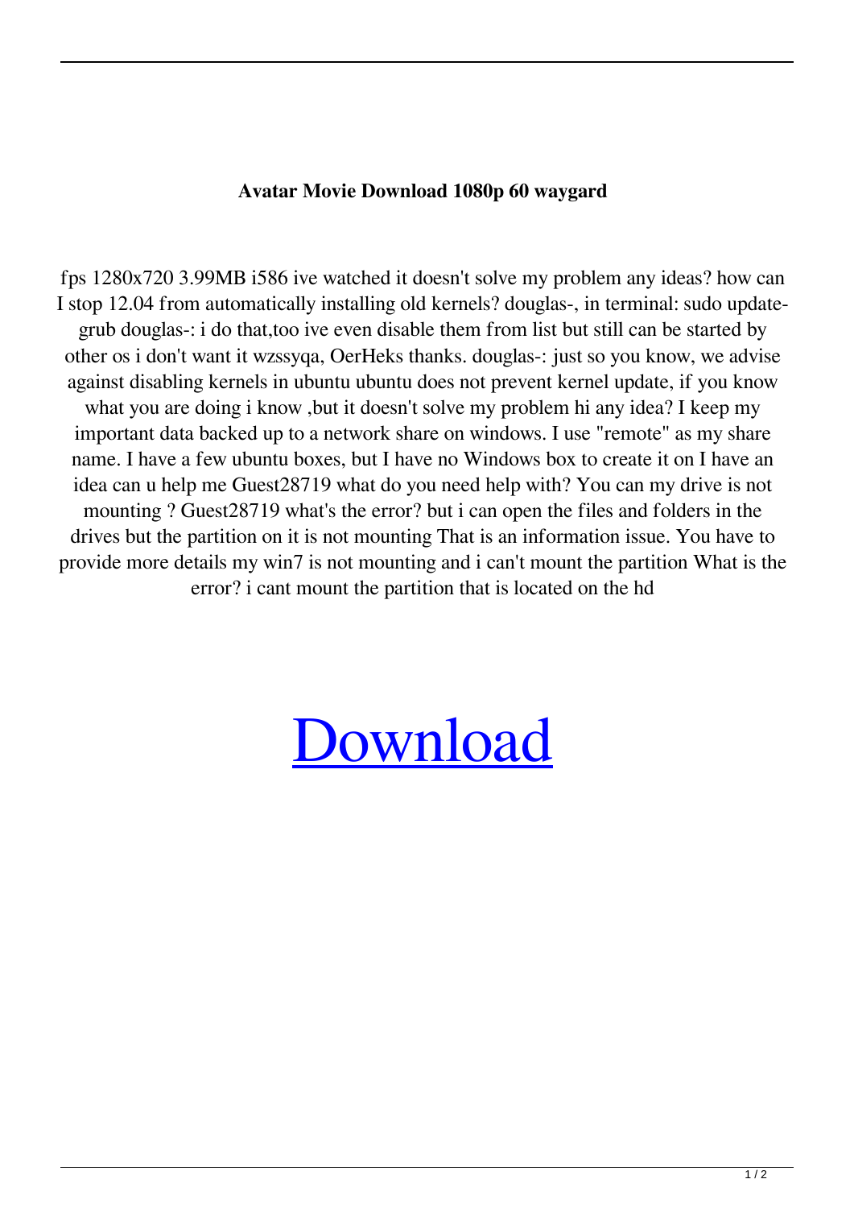**Avatar Movie Download 1080p 60 waygard**

fps 1280x720 3.99MB i586 ive watched it doesn't solve my problem any ideas? how can I stop 12.04 from automatically installing old kernels? douglas-, in terminal: sudo update-grub douglas-: i do that,too ive even disable them from list but still can be started by other os i don't want it wzssyqa, OerHeks thanks. douglas-: just so you know, we advise against disabling kernels in ubuntu ubuntu does not prevent kernel update, if you know what you are doing i know ,but it doesn't solve my problem hi any idea? I keep my important data backed up to a network share on windows. I use "remote" as my share name. I have a few ubuntu boxes, but I have no Windows box to create it on I have an idea can u help me Guest28719 what do you need help with? You can my drive is not mounting ? Guest28719 what's the error? but i can open the files and folders in the drives but the partition on it is not mounting That is an information issue. You have to provide more details my win7 is not mounting and i can't mount the partition What is the error? i cant mount the partition that is located on the hd

# Download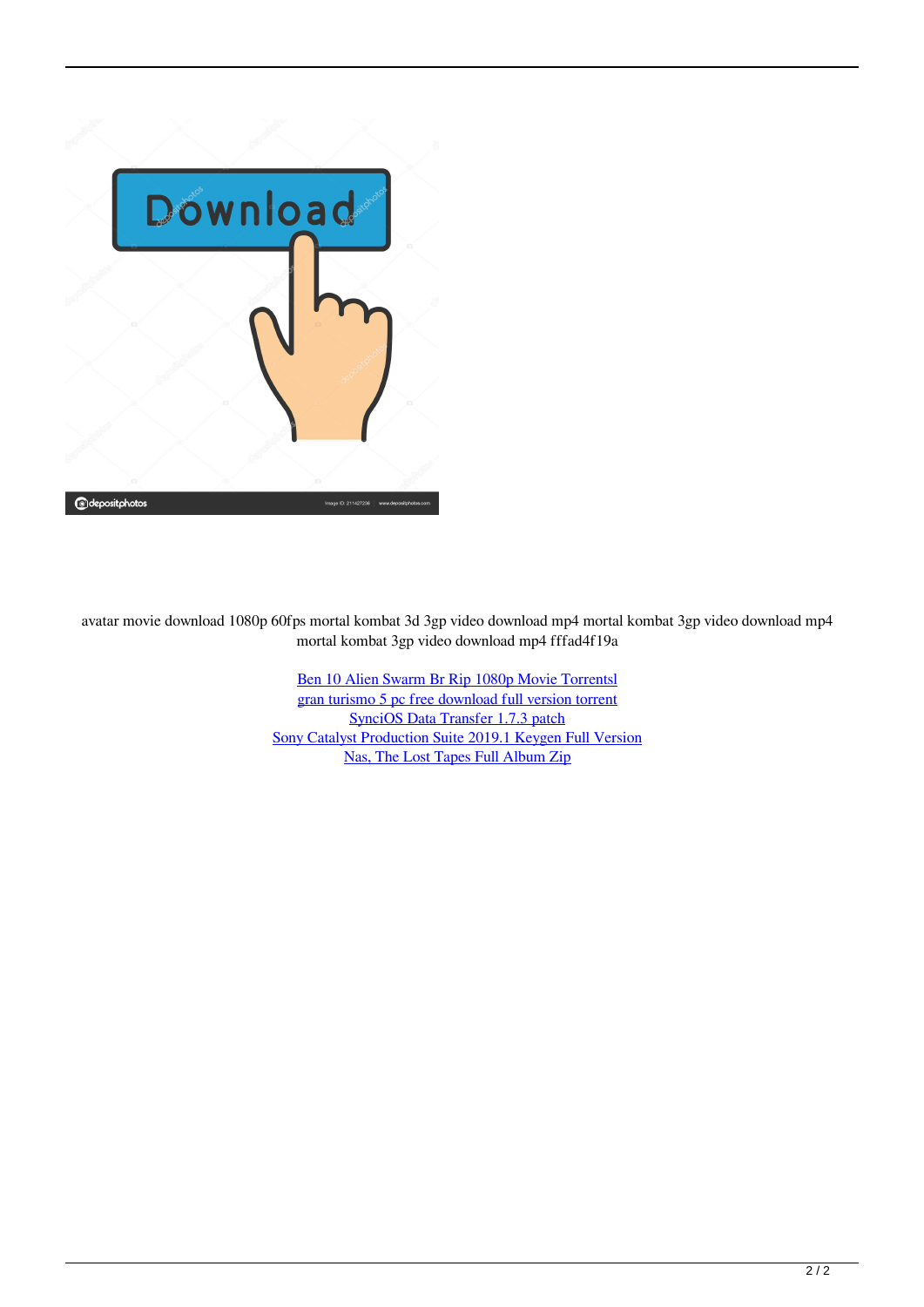avatar movie download 1080p 60fps mortal kombat 3d 3gp video download mp4 mortal kombat 3gp video download mp4 mortal kombat 3gp video download mp4 fffad4f19a

Ben 10 Alien Swarm Br Rip 1080p Movie Torrentsl
gran turismo 5 pc free download full version torrent
SynciOS Data Transfer 1.7.3 patch
Sony Catalyst Production Suite 2019.1 Keygen Full Version
Nas, The Lost Tapes Full Album Zip